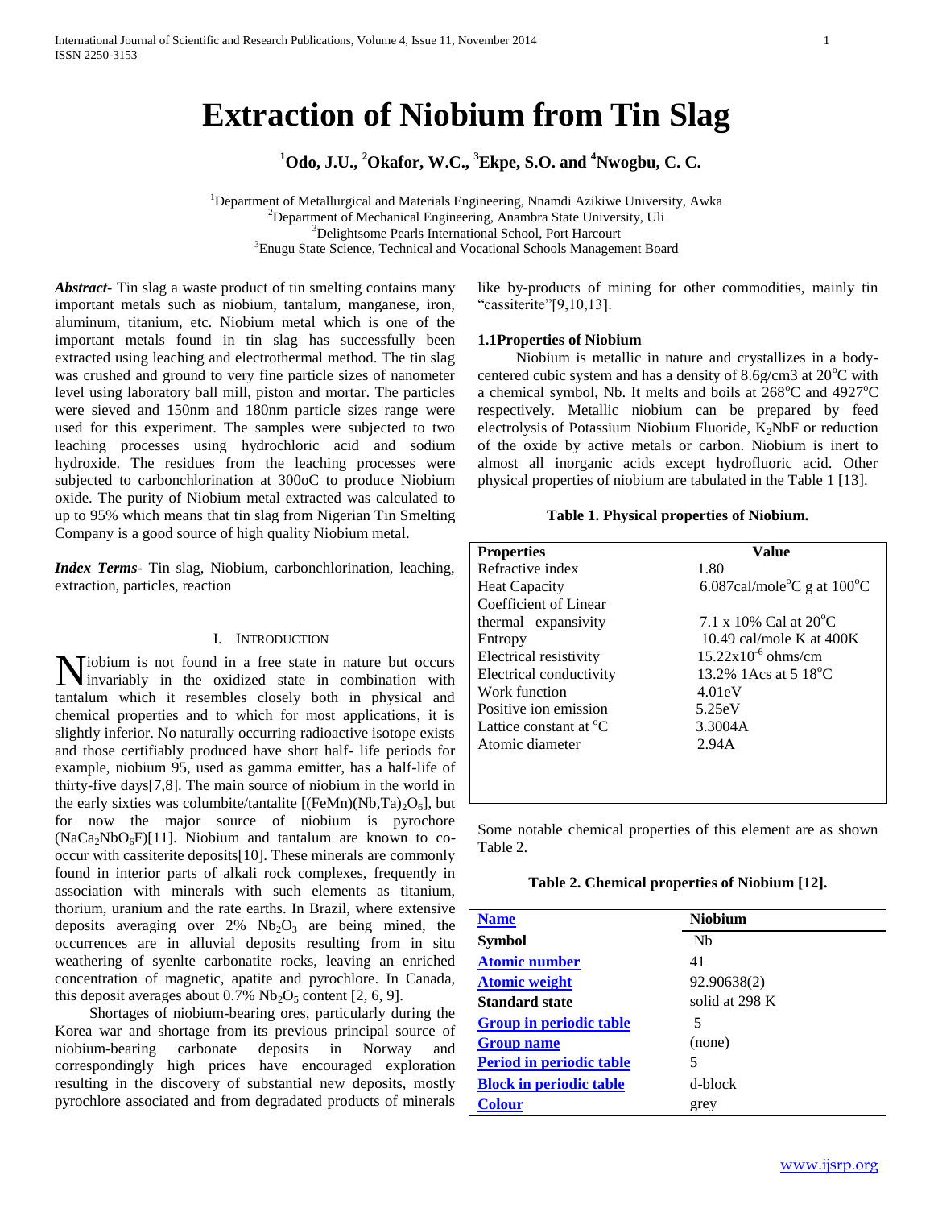# Extraction of Niobium from Tin Slag

**[1]Odo, J.U., [2]Okafor, W.C., [3]Ekpe, S.O. and [4]Nwogbu, C. C.**

[1]Department of Metallurgical and Materials Engineering, Nnamdi Azikiwe University, Awka
[2]Department of Mechanical Engineering, Anambra State University, Uli
[3]Delightsome Pearls International School, Port Harcourt
[3]Enugu State Science, Technical and Vocational Schools Management Board

***Abstract***- Tin slag a waste product of tin smelting contains many important metals such as niobium, tantalum, manganese, iron, aluminum, titanium, etc. Niobium metal which is one of the important metals found in tin slag has successfully been extracted using leaching and electrothermal method. The tin slag was crushed and ground to very fine particle sizes of nanometer level using laboratory ball mill, piston and mortar. The particles were sieved and 150nm and 180nm particle sizes range were used for this experiment. The samples were subjected to two leaching processes using hydrochloric acid and sodium hydroxide. The residues from the leaching processes were subjected to carbonchlorination at 300oC to produce Niobium oxide. The purity of Niobium metal extracted was calculated to up to 95% which means that tin slag from Nigerian Tin Smelting Company is a good source of high quality Niobium metal.

***Index Terms***- Tin slag, Niobium, carbonchlorination, leaching, extraction, particles, reaction

## I. Introduction

Niobium is not found in a free state in nature but occurs invariably in the oxidized state in combination with tantalum which it resembles closely both in physical and chemical properties and to which for most applications, it is slightly inferior. No naturally occurring radioactive isotope exists and those certifiably produced have short half- life periods for example, niobium 95, used as gamma emitter, has a half-life of thirty-five days[7,8]. The main source of niobium in the world in the early sixties was columbite/tantalite [$(FeMn)(Nb,Ta)_2O_6$], but for now the major source of niobium is pyrochore ($NaCa_2NbO_6F$)[11]. Niobium and tantalum are known to co-occur with cassiterite deposits[10]. These minerals are commonly found in interior parts of alkali rock complexes, frequently in association with minerals with such elements as titanium, thorium, uranium and the rate earths. In Brazil, where extensive deposits averaging over 2% $Nb_2O_3$ are being mined, the occurrences are in alluvial deposits resulting from in situ weathering of syenlte carbonatite rocks, leaving an enriched concentration of magnetic, apatite and pyrochlore. In Canada, this deposit averages about 0.7% $Nb_2O_5$ content [2, 6, 9].

Shortages of niobium-bearing ores, particularly during the Korea war and shortage from its previous principal source of niobium-bearing carbonate deposits in Norway and correspondingly high prices have encouraged exploration resulting in the discovery of substantial new deposits, mostly pyrochlore associated and from degradated products of minerals like by-products of mining for other commodities, mainly tin "cassiterite"[9,10,13].

### 1.1Properties of Niobium

Niobium is metallic in nature and crystallizes in a body-centered cubic system and has a density of 8.6g/cm3 at 20°C with a chemical symbol, Nb. It melts and boils at 268°C and 4927°C respectively. Metallic niobium can be prepared by feed electrolysis of Potassium Niobium Fluoride, $K_2NbF$ or reduction of the oxide by active metals or carbon. Niobium is inert to almost all inorganic acids except hydrofluoric acid. Other physical properties of niobium are tabulated in the Table 1 [13].

**Table 1. Physical properties of Niobium.**

| Properties | Value |
|---|---|
| Refractive index | 1.80 |
| Heat Capacity | 6.087cal/mole°C g at 100°C |
| Coefficient of Linear thermal expansivity | 7.1 x 10% Cal at 20°C |
| Entropy | 10.49 cal/mole K at 400K |
| Electrical resistivity | $15.22x10^{-6}$ ohms/cm |
| Electrical conductivity | 13.2% 1Acs at 5 18°C |
| Work function | 4.01eV |
| Positive ion emission | 5.25eV |
| Lattice constant at °C | 3.3004A |
| Atomic diameter | 2.94A |

Some notable chemical properties of this element are as shown Table 2.

**Table 2. Chemical properties of Niobium [12].**

| Name | Niobium |
|---|---|
| Symbol | Nb |
| Atomic number | 41 |
| Atomic weight | 92.90638(2) |
| Standard state | solid at 298 K |
| Group in periodic table | 5 |
| Group name | (none) |
| Period in periodic table | 5 |
| Block in periodic table | d-block |
| Colour | grey |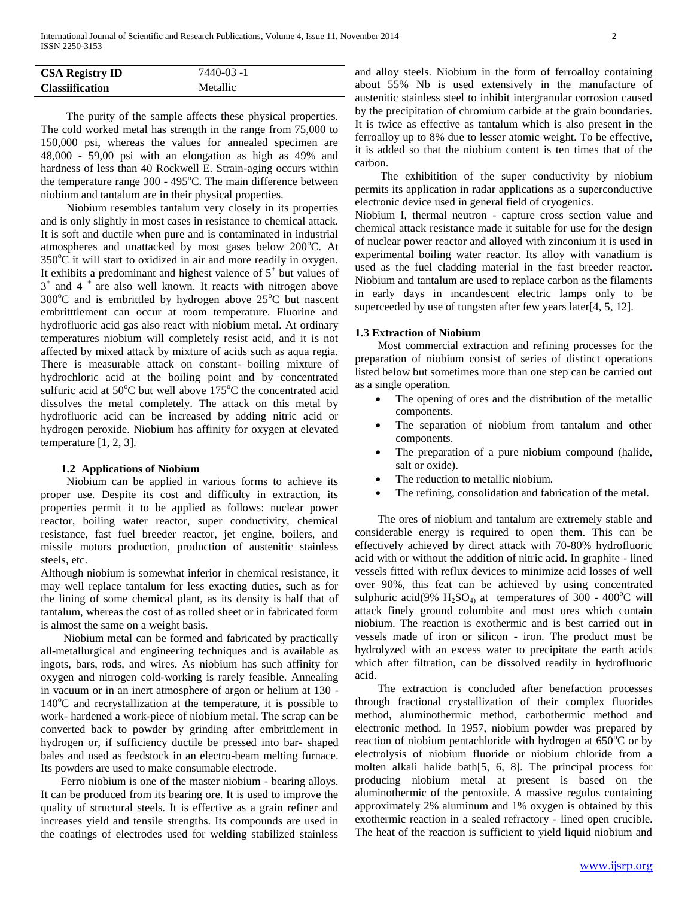| CSA Registry ID | 7440-03 -1 |
| --- | --- |
| Classiification | Metallic |

The purity of the sample affects these physical properties. The cold worked metal has strength in the range from 75,000 to 150,000 psi, whereas the values for annealed specimen are 48,000 - 59,00 psi with an elongation as high as 49% and hardness of less than 40 Rockwell E. Strain-aging occurs within the temperature range 300 - 495°C. The main difference between niobium and tantalum are in their physical properties.

Niobium resembles tantalum very closely in its properties and is only slightly in most cases in resistance to chemical attack. It is soft and ductile when pure and is contaminated in industrial atmospheres and unattacked by most gases below 200°C. At 350°C it will start to oxidized in air and more readily in oxygen. It exhibits a predominant and highest valence of $5^+$ but values of $3^+$ and $4^+$ are also well known. It reacts with nitrogen above 300°C and is embrittled by hydrogen above 25°C but nascent embritttlement can occur at room temperature. Fluorine and hydrofluoric acid gas also react with niobium metal. At ordinary temperatures niobium will completely resist acid, and it is not affected by mixed attack by mixture of acids such as aqua regia. There is measurable attack on constant- boiling mixture of hydrochloric acid at the boiling point and by concentrated sulfuric acid at 50°C but well above 175°C the concentrated acid dissolves the metal completely. The attack on this metal by hydrofluoric acid can be increased by adding nitric acid or hydrogen peroxide. Niobium has affinity for oxygen at elevated temperature [1, 2, 3].

### 1.2 Applications of Niobium

Niobium can be applied in various forms to achieve its proper use. Despite its cost and difficulty in extraction, its properties permit it to be applied as follows: nuclear power reactor, boiling water reactor, super conductivity, chemical resistance, fast fuel breeder reactor, jet engine, boilers, and missile motors production, production of austenitic stainless steels, etc.

Although niobium is somewhat inferior in chemical resistance, it may well replace tantalum for less exacting duties, such as for the lining of some chemical plant, as its density is half that of tantalum, whereas the cost of as rolled sheet or in fabricated form is almost the same on a weight basis.

Niobium metal can be formed and fabricated by practically all-metallurgical and engineering techniques and is available as ingots, bars, rods, and wires. As niobium has such affinity for oxygen and nitrogen cold-working is rarely feasible. Annealing in vacuum or in an inert atmosphere of argon or helium at 130 - 140°C and recrystallization at the temperature, it is possible to work- hardened a work-piece of niobium metal. The scrap can be converted back to powder by grinding after embrittlement in hydrogen or, if sufficiency ductile be pressed into bar- shaped bales and used as feedstock in an electro-beam melting furnace. Its powders are used to make consumable electrode.

Ferro niobium is one of the master niobium - bearing alloys. It can be produced from its bearing ore. It is used to improve the quality of structural steels. It is effective as a grain refiner and increases yield and tensile strengths. Its compounds are used in the coatings of electrodes used for welding stabilized stainless and alloy steels. Niobium in the form of ferroalloy containing about 55% Nb is used extensively in the manufacture of austenitic stainless steel to inhibit intergranular corrosion caused by the precipitation of chromium carbide at the grain boundaries. It is twice as effective as tantalum which is also present in the ferroalloy up to 8% due to lesser atomic weight. To be effective, it is added so that the niobium content is ten times that of the carbon.

The exhibitition of the super conductivity by niobium permits its application in radar applications as a superconductive electronic device used in general field of cryogenics.

Niobium I, thermal neutron - capture cross section value and chemical attack resistance made it suitable for use for the design of nuclear power reactor and alloyed with zinconium it is used in experimental boiling water reactor. Its alloy with vanadium is used as the fuel cladding material in the fast breeder reactor. Niobium and tantalum are used to replace carbon as the filaments in early days in incandescent electric lamps only to be superceeded by use of tungsten after few years later[4, 5, 12].

### 1.3 Extraction of Niobium

Most commercial extraction and refining processes for the preparation of niobium consist of series of distinct operations listed below but sometimes more than one step can be carried out as a single operation.

- The opening of ores and the distribution of the metallic components.
- The separation of niobium from tantalum and other components.
- The preparation of a pure niobium compound (halide, salt or oxide).
- The reduction to metallic niobium.
- The refining, consolidation and fabrication of the metal.

The ores of niobium and tantalum are extremely stable and considerable energy is required to open them. This can be effectively achieved by direct attack with 70-80% hydrofluoric acid with or without the addition of nitric acid. In graphite - lined vessels fitted with reflux devices to minimize acid losses of well over 90%, this feat can be achieved by using concentrated sulphuric acid(9% $H_2SO_4$) at temperatures of 300 - 400°C will attack finely ground columbite and most ores which contain niobium. The reaction is exothermic and is best carried out in vessels made of iron or silicon - iron. The product must be hydrolyzed with an excess water to precipitate the earth acids which after filtration, can be dissolved readily in hydrofluoric acid.

The extraction is concluded after benefaction processes through fractional crystallization of their complex fluorides method, aluminothermic method, carbothermic method and electronic method. In 1957, niobium powder was prepared by reaction of niobium pentachloride with hydrogen at 650°C or by electrolysis of niobium fluoride or niobium chloride from a molten alkali halide bath[5, 6, 8]. The principal process for producing niobium metal at present is based on the aluminothermic of the pentoxide. A massive regulus containing approximately 2% aluminum and 1% oxygen is obtained by this exothermic reaction in a sealed refractory - lined open crucible. The heat of the reaction is sufficient to yield liquid niobium and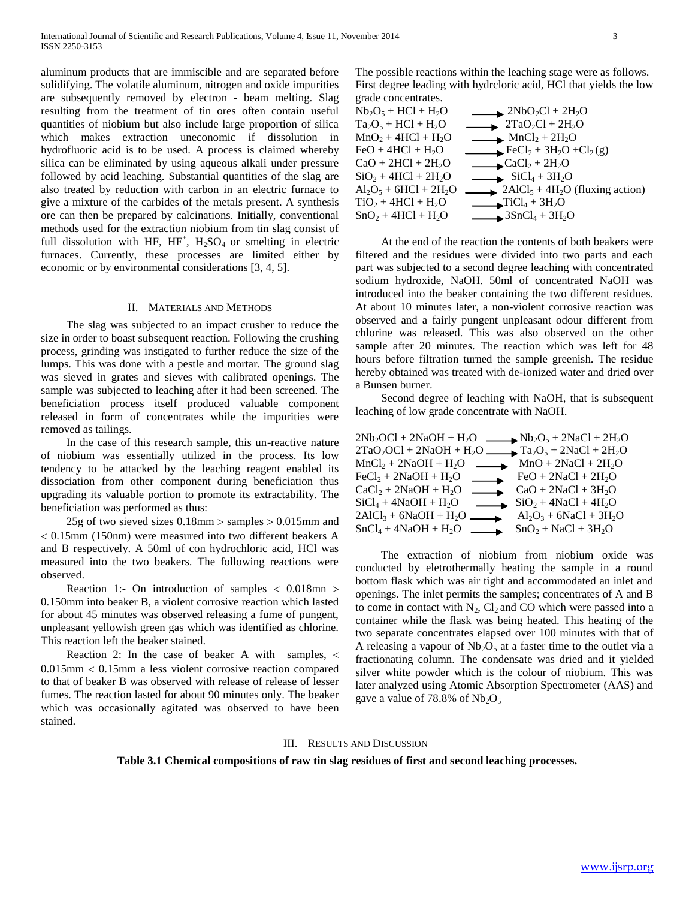aluminum products that are immiscible and are separated before solidifying. The volatile aluminum, nitrogen and oxide impurities are subsequently removed by electron - beam melting. Slag resulting from the treatment of tin ores often contain useful quantities of niobium but also include large proportion of silica which makes extraction uneconomic if dissolution in hydrofluoric acid is to be used. A process is claimed whereby silica can be eliminated by using aqueous alkali under pressure followed by acid leaching. Substantial quantities of the slag are also treated by reduction with carbon in an electric furnace to give a mixture of the carbides of the metals present. A synthesis ore can then be prepared by calcinations. Initially, conventional methods used for the extraction niobium from tin slag consist of full dissolution with HF, $HF^{+}$, $H_2SO_4$ or smelting in electric furnaces. Currently, these processes are limited either by economic or by environmental considerations [3, 4, 5].

## II. Materials and Methods

The slag was subjected to an impact crusher to reduce the size in order to boast subsequent reaction. Following the crushing process, grinding was instigated to further reduce the size of the lumps. This was done with a pestle and mortar. The ground slag was sieved in grates and sieves with calibrated openings. The sample was subjected to leaching after it had been screened. The beneficiation process itself produced valuable component released in form of concentrates while the impurities were removed as tailings.

In the case of this research sample, this un-reactive nature of niobium was essentially utilized in the process. Its low tendency to be attacked by the leaching reagent enabled its dissociation from other component during beneficiation thus upgrading its valuable portion to promote its extractability. The beneficiation was performed as thus:

25g of two sieved sizes 0.18mm > samples > 0.015mm and < 0.15mm (150nm) were measured into two different beakers A and B respectively. A 50ml of con hydrochloric acid, HCl was measured into the two beakers. The following reactions were observed.

Reaction 1:- On introduction of samples < 0.018mn > 0.150mm into beaker B, a violent corrosive reaction which lasted for about 45 minutes was observed releasing a fume of pungent, unpleasant yellowish green gas which was identified as chlorine. This reaction left the beaker stained.

Reaction 2: In the case of beaker A with samples, < 0.015mm < 0.15mm a less violent corrosive reaction compared to that of beaker B was observed with release of release of lesser fumes. The reaction lasted for about 90 minutes only. The beaker which was occasionally agitated was observed to have been stained.

The possible reactions within the leaching stage were as follows. First degree leading with hydrcloric acid, HCl that yields the low grade concentrates.

$$Nb_2O_5 + HCl + H_2O \longrightarrow 2NbO_2Cl + 2H_2O$$
$$Ta_2O_5 + HCl + H_2O \longrightarrow 2TaO_2Cl + 2H_2O$$
$$MnO_2 + 4HCl + H_2O \longrightarrow MnCl_2 + 2H_2O$$
$$FeO + 4HCl + H_2O \longrightarrow FeCl_2 + 3H_2O + Cl_2(g)$$
$$CaO + 2HCl + 2H_2O \longrightarrow CaCl_2 + 2H_2O$$
$$SiO_2 + 4HCl + 2H_2O \longrightarrow SiCl_4 + 3H_2O$$
$$Al_2O_5 + 6HCl + 2H_2O \longrightarrow 2AlCl_5 + 4H_2O \text{ (fluxing action)}$$
$$TiO_2 + 4HCl + H_2O \longrightarrow TiCl_4 + 3H_2O$$
$$SnO_2 + 4HCl + H_2O \longrightarrow 3SnCl_4 + 3H_2O$$

At the end of the reaction the contents of both beakers were filtered and the residues were divided into two parts and each part was subjected to a second degree leaching with concentrated sodium hydroxide, NaOH. 50ml of concentrated NaOH was introduced into the beaker containing the two different residues. At about 10 minutes later, a non-violent corrosive reaction was observed and a fairly pungent unpleasant odour different from chlorine was released. This was also observed on the other sample after 20 minutes. The reaction which was left for 48 hours before filtration turned the sample greenish. The residue hereby obtained was treated with de-ionized water and dried over a Bunsen burner.

Second degree of leaching with NaOH, that is subsequent leaching of low grade concentrate with NaOH.

$$2Nb_2OCl + 2NaOH + H_2O \longrightarrow Nb_2O_5 + 2NaCl + 2H_2O$$
$$2TaO_2OCl + 2NaOH + H_2O \longrightarrow Ta_2O_5 + 2NaCl + 2H_2O$$
$$MnCl_2 + 2NaOH + H_2O \longrightarrow MnO + 2NaCl + 2H_2O$$
$$FeCl_2 + 2NaOH + H_2O \longrightarrow FeO + 2NaCl + 2H_2O$$
$$CaCl_2 + 2NaOH + H_2O \longrightarrow CaO + 2NaCl + 3H_2O$$
$$SiCl_4 + 4NaOH + H_2O \longrightarrow SiO_2 + 4NaCl + 4H_2O$$
$$2AlCl_3 + 6NaOH + H_2O \longrightarrow Al_2O_3 + 6NaCl + 3H_2O$$
$$SnCl_4 + 4NaOH + H_2O \longrightarrow SnO_2 + NaCl + 3H_2O$$

The extraction of niobium from niobium oxide was conducted by eletrothermally heating the sample in a round bottom flask which was air tight and accommodated an inlet and openings. The inlet permits the samples; concentrates of A and B to come in contact with $N_2$, $Cl_2$ and CO which were passed into a container while the flask was being heated. This heating of the two separate concentrates elapsed over 100 minutes with that of A releasing a vapour of $Nb_2O_5$ at a faster time to the outlet via a fractionating column. The condensate was dried and it yielded silver white powder which is the colour of niobium. This was later analyzed using Atomic Absorption Spectrometer (AAS) and gave a value of 78.8% of $Nb_2O_5$

## III. Results and Discussion

**Table 3.1 Chemical compositions of raw tin slag residues of first and second leaching processes.**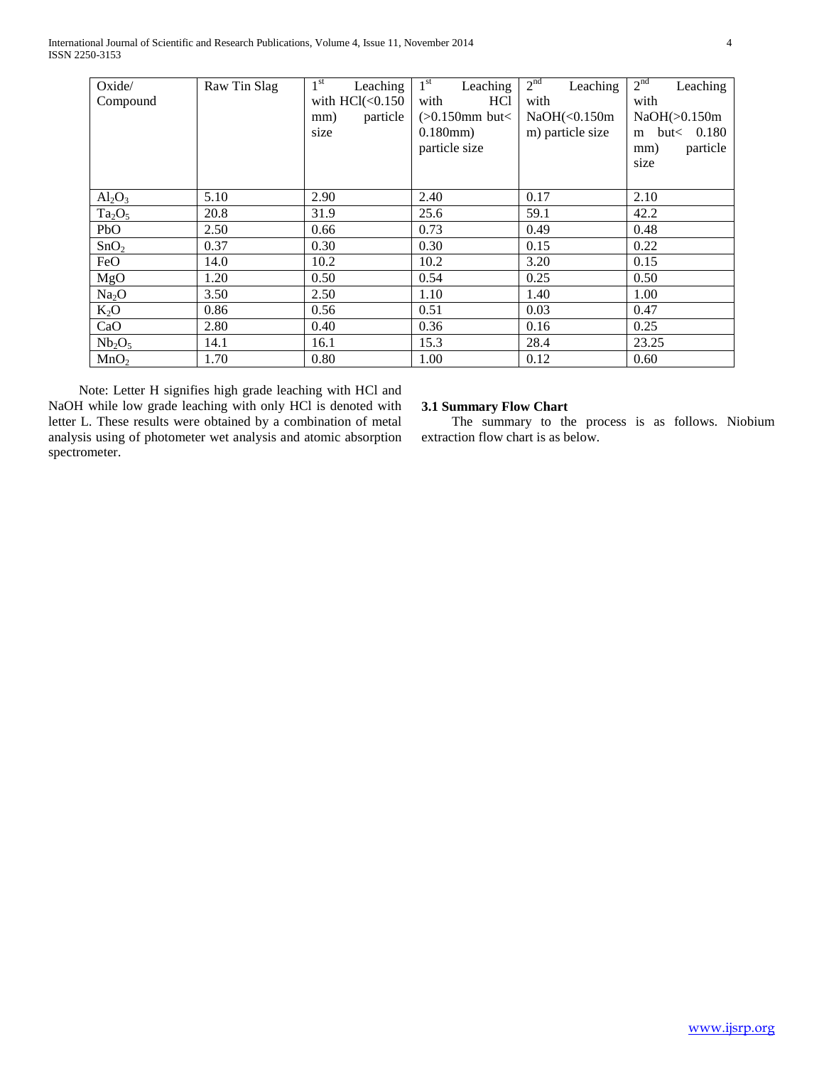| Oxide/ Compound | Raw Tin Slag | 1[st] Leaching with HCl(<0.150 mm) particle size | 1[st] Leaching with HCl (>0.150mm but< 0.180mm) particle size | 2[nd] Leaching with NaOH(<0.150mm) particle size | 2[nd] Leaching with NaOH(>0.150mm but< 0.180 mm) particle size |
|---|---|---|---|---|---|
| $Al_2O_3$ | 5.10 | 2.90 | 2.40 | 0.17 | 2.10 |
| $Ta_2O_5$ | 20.8 | 31.9 | 25.6 | 59.1 | 42.2 |
| PbO | 2.50 | 0.66 | 0.73 | 0.49 | 0.48 |
| $SnO_2$ | 0.37 | 0.30 | 0.30 | 0.15 | 0.22 |
| FeO | 14.0 | 10.2 | 10.2 | 3.20 | 0.15 |
| MgO | 1.20 | 0.50 | 0.54 | 0.25 | 0.50 |
| $Na_2O$ | 3.50 | 2.50 | 1.10 | 1.40 | 1.00 |
| $K_2O$ | 0.86 | 0.56 | 0.51 | 0.03 | 0.47 |
| CaO | 2.80 | 0.40 | 0.36 | 0.16 | 0.25 |
| $Nb_2O_5$ | 14.1 | 16.1 | 15.3 | 28.4 | 23.25 |
| $MnO_2$ | 1.70 | 0.80 | 1.00 | 0.12 | 0.60 |

Note: Letter H signifies high grade leaching with HCl and NaOH while low grade leaching with only HCl is denoted with letter L. These results were obtained by a combination of metal analysis using of photometer wet analysis and atomic absorption spectrometer.

### 3.1 Summary Flow Chart

The summary to the process is as follows. Niobium extraction flow chart is as below.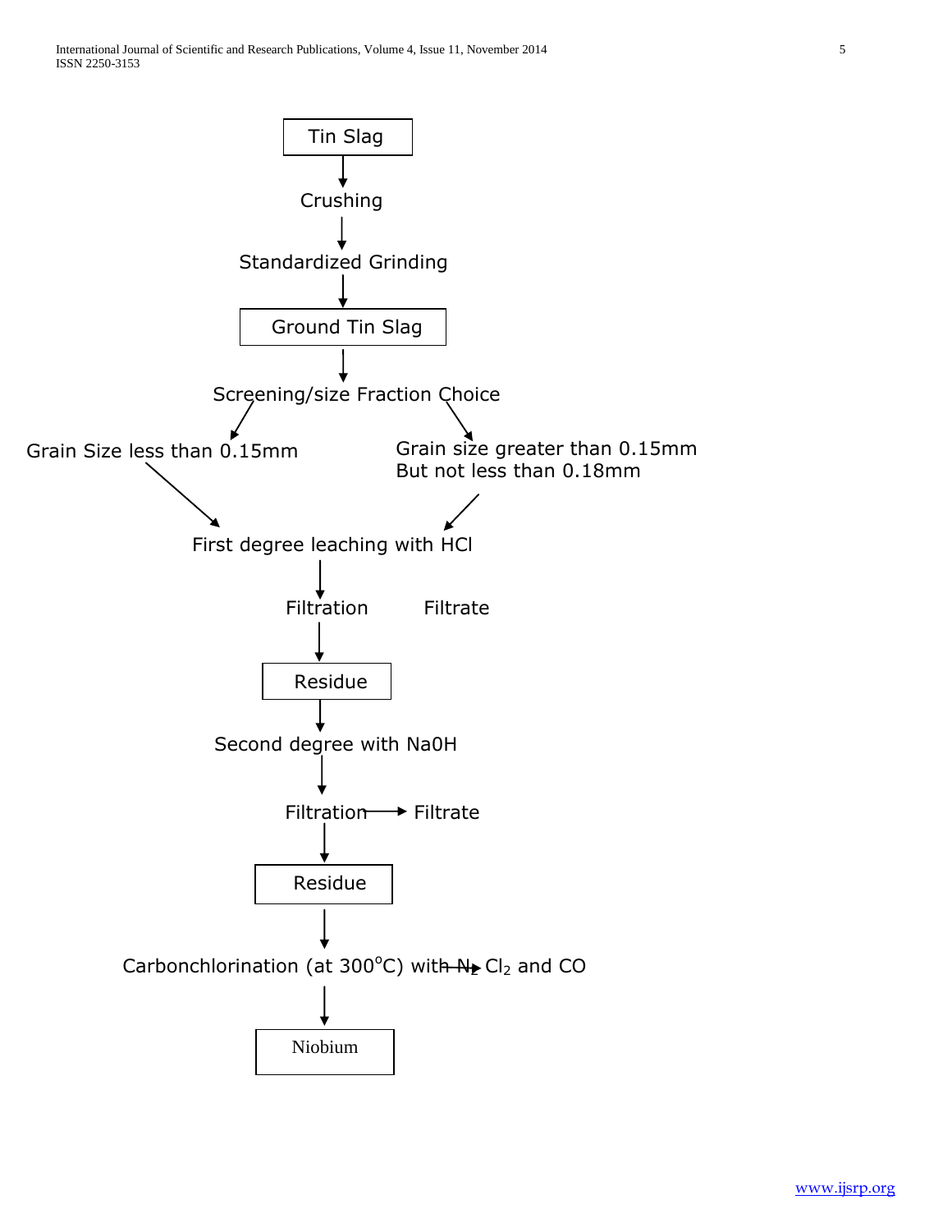Tin Slag

↓

Crushing

↓

Standardized Grinding

↓

Ground Tin Slag

↓

Screening/size Fraction Choice

Grain Size less than 0.15mm

Grain size greater than 0.15mm
But not less than 0.18mm

↓

First degree leaching with HCl

↓

Filtration → Filtrate

↓

Residue

↓

Second degree with Na0H

↓

Filtration → Filtrate

↓

Residue

↓

Carbonchlorination (at 300$^{o}$C) with $N_2$, $Cl_2$ and CO

↓

Niobium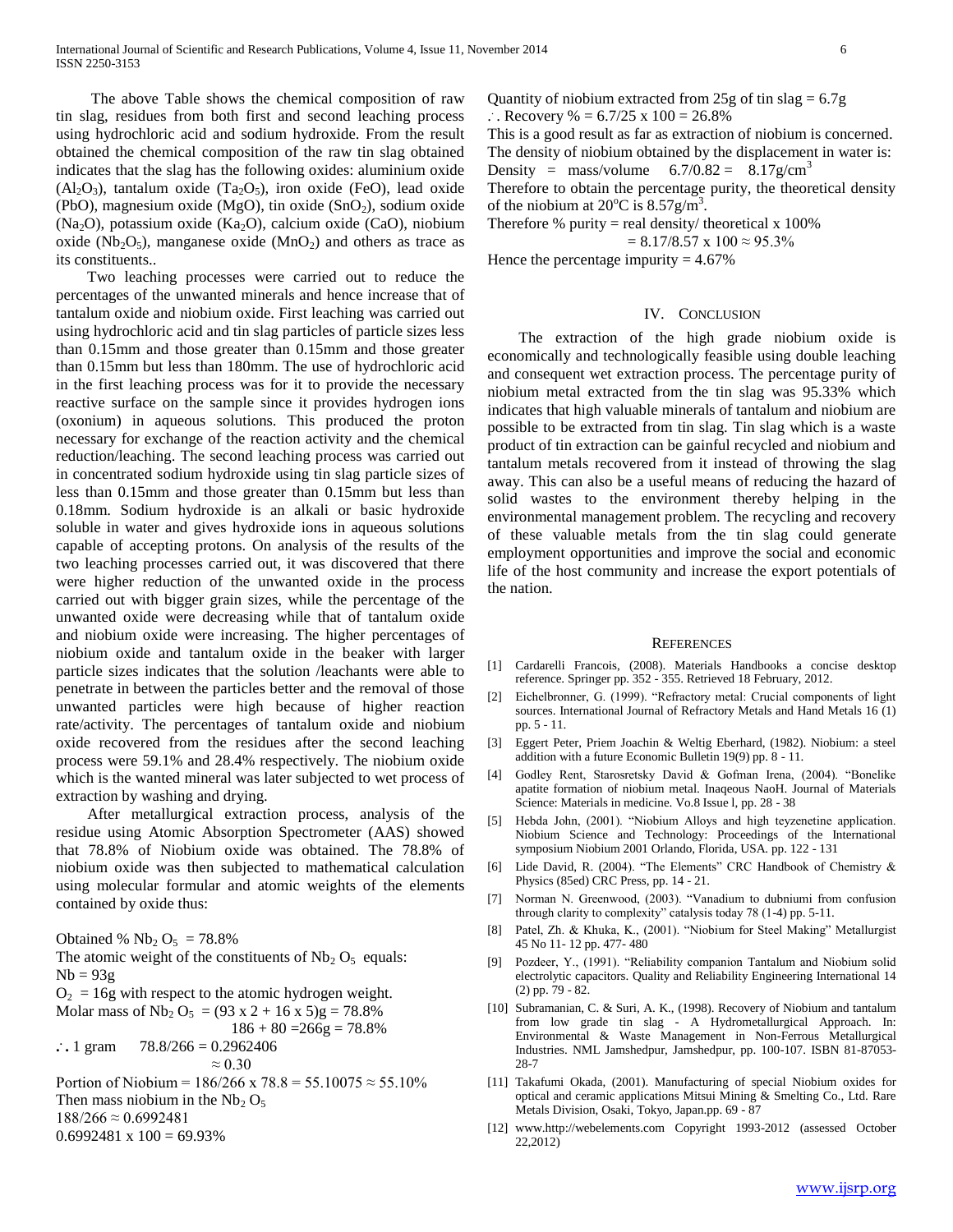The above Table shows the chemical composition of raw tin slag, residues from both first and second leaching process using hydrochloric acid and sodium hydroxide. From the result obtained the chemical composition of the raw tin slag obtained indicates that the slag has the following oxides: aluminium oxide ($Al_2O_3$), tantalum oxide ($Ta_2O_5$), iron oxide (FeO), lead oxide (PbO), magnesium oxide (MgO), tin oxide ($SnO_2$), sodium oxide ($Na_2O$), potassium oxide ($Ka_2O$), calcium oxide (CaO), niobium oxide ($Nb_2O_5$), manganese oxide ($MnO_2$) and others as trace as its constituents..

Two leaching processes were carried out to reduce the percentages of the unwanted minerals and hence increase that of tantalum oxide and niobium oxide. First leaching was carried out using hydrochloric acid and tin slag particles of particle sizes less than 0.15mm and those greater than 0.15mm and those greater than 0.15mm but less than 180mm. The use of hydrochloric acid in the first leaching process was for it to provide the necessary reactive surface on the sample since it provides hydrogen ions (oxonium) in aqueous solutions. This produced the proton necessary for exchange of the reaction activity and the chemical reduction/leaching. The second leaching process was carried out in concentrated sodium hydroxide using tin slag particle sizes of less than 0.15mm and those greater than 0.15mm but less than 0.18mm. Sodium hydroxide is an alkali or basic hydroxide soluble in water and gives hydroxide ions in aqueous solutions capable of accepting protons. On analysis of the results of the two leaching processes carried out, it was discovered that there were higher reduction of the unwanted oxide in the process carried out with bigger grain sizes, while the percentage of the unwanted oxide were decreasing while that of tantalum oxide and niobium oxide were increasing. The higher percentages of niobium oxide and tantalum oxide in the beaker with larger particle sizes indicates that the solution /leachants were able to penetrate in between the particles better and the removal of those unwanted particles were high because of higher reaction rate/activity. The percentages of tantalum oxide and niobium oxide recovered from the residues after the second leaching process were 59.1% and 28.4% respectively. The niobium oxide which is the wanted mineral was later subjected to wet process of extraction by washing and drying.

After metallurgical extraction process, analysis of the residue using Atomic Absorption Spectrometer (AAS) showed that 78.8% of Niobium oxide was obtained. The 78.8% of niobium oxide was then subjected to mathematical calculation using molecular formular and atomic weights of the elements contained by oxide thus:

Obtained % $Nb_2O_5$ = 78.8%

The atomic weight of the constituents of $Nb_2O_5$ equals:

Nb = 93g

$O_2$ = 16g with respect to the atomic hydrogen weight.

Molar mass of $Nb_2O_5$ = (93 x 2 + 16 x 5)g = 78.8%

186 + 80 =266g = 78.8%

$\therefore$ 1 gram 78.8/266 = 0.2962406

≈ 0.30

Portion of Niobium = 186/266 x 78.8 = 55.10075 ≈ 55.10%

Then mass niobium in the $Nb_2O_5$

188/266 ≈ 0.6992481

0.6992481 x 100 = 69.93%

Quantity of niobium extracted from 25g of tin slag = 6.7g

$\therefore$ Recovery % = 6.7/25 x 100 = 26.8%

This is a good result as far as extraction of niobium is concerned. The density of niobium obtained by the displacement in water is:

Density = mass/volume 6.7/0.82 = 8.17g/cm$^3$

Therefore to obtain the percentage purity, the theoretical density of the niobium at 20$^o$C is 8.57g/m$^3$.

Therefore % purity = real density/ theoretical x 100%

= 8.17/8.57 x 100 ≈ 95.3%

Hence the percentage impurity = 4.67%

## IV. Conclusion

The extraction of the high grade niobium oxide is economically and technologically feasible using double leaching and consequent wet extraction process. The percentage purity of niobium metal extracted from the tin slag was 95.33% which indicates that high valuable minerals of tantalum and niobium are possible to be extracted from tin slag. Tin slag which is a waste product of tin extraction can be gainful recycled and niobium and tantalum metals recovered from it instead of throwing the slag away. This can also be a useful means of reducing the hazard of solid wastes to the environment thereby helping in the environmental management problem. The recycling and recovery of these valuable metals from the tin slag could generate employment opportunities and improve the social and economic life of the host community and increase the export potentials of the nation.

## References

[1] Cardarelli Francois, (2008). Materials Handbooks a concise desktop reference. Springer pp. 352 - 355. Retrieved 18 February, 2012.

[2] Eichelbronner, G. (1999). "Refractory metal: Crucial components of light sources. International Journal of Refractory Metals and Hand Metals 16 (1) pp. 5 - 11.

[3] Eggert Peter, Priem Joachin & Weltig Eberhard, (1982). Niobium: a steel addition with a future Economic Bulletin 19(9) pp. 8 - 11.

[4] Godley Rent, Starosretsky David & Gofman Irena, (2004). "Bonelike apatite formation of niobium metal. Inaqeous NaoH. Journal of Materials Science: Materials in medicine. Vo.8 Issue l, pp. 28 - 38

[5] Hebda John, (2001). "Niobium Alloys and high teyzenetine application. Niobium Science and Technology: Proceedings of the International symposium Niobium 2001 Orlando, Florida, USA. pp. 122 - 131

[6] Lide David, R. (2004). "The Elements" CRC Handbook of Chemistry & Physics (85ed) CRC Press, pp. 14 - 21.

[7] Norman N. Greenwood, (2003). "Vanadium to dubniumi from confusion through clarity to complexity" catalysis today 78 (1-4) pp. 5-11.

[8] Patel, Zh. & Khuka, K., (2001). "Niobium for Steel Making" Metallurgist 45 No 11- 12 pp. 477- 480

[9] Pozdeer, Y., (1991). "Reliability companion Tantalum and Niobium solid electrolytic capacitors. Quality and Reliability Engineering International 14 (2) pp. 79 - 82.

[10] Subramanian, C. & Suri, A. K., (1998). Recovery of Niobium and tantalum from low grade tin slag - A Hydrometallurgical Approach. In: Environmental & Waste Management in Non-Ferrous Metallurgical Industries. NML Jamshedpur, Jamshedpur, pp. 100-107. ISBN 81-87053-28-7

[11] Takafumi Okada, (2001). Manufacturing of special Niobium oxides for optical and ceramic applications Mitsui Mining & Smelting Co., Ltd. Rare Metals Division, Osaki, Tokyo, Japan.pp. 69 - 87

[12] www.http://webelements.com Copyright 1993-2012 (assessed October 22,2012)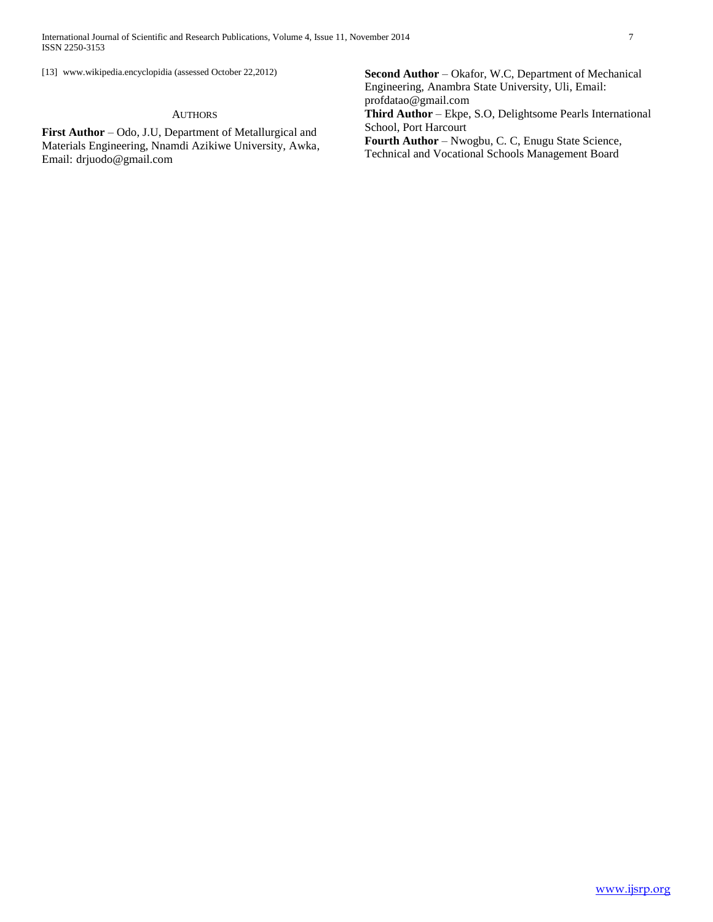[13] www.wikipedia.encyclopidia (assessed October 22,2012)

## AUTHORS

**First Author** – Odo, J.U, Department of Metallurgical and Materials Engineering, Nnamdi Azikiwe University, Awka, Email: drjuodo@gmail.com

**Second Author** – Okafor, W.C, Department of Mechanical Engineering, Anambra State University, Uli, Email: profdatao@gmail.com

**Third Author** – Ekpe, S.O, Delightsome Pearls International School, Port Harcourt

**Fourth Author** – Nwogbu, C. C, Enugu State Science, Technical and Vocational Schools Management Board